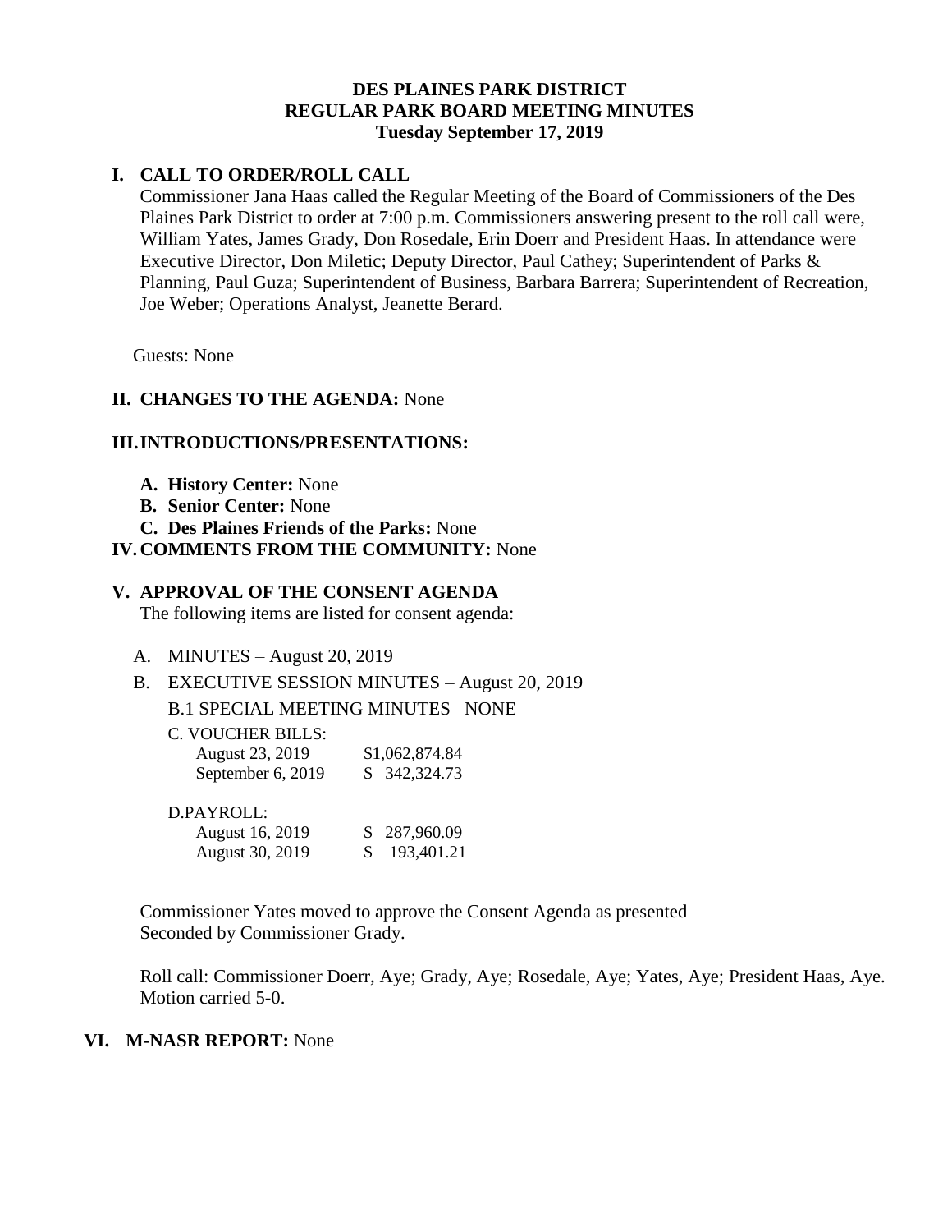# DES PLAINES PARK DISTRICT
## REGULAR PARK BOARD MEETING MINUTES
### Tuesday September 17, 2019

## I. CALL TO ORDER/ROLL CALL

Commissioner Jana Haas called the Regular Meeting of the Board of Commissioners of the Des Plaines Park District to order at 7:00 p.m. Commissioners answering present to the roll call were, William Yates, James Grady, Don Rosedale, Erin Doerr and President Haas. In attendance were Executive Director, Don Miletic; Deputy Director, Paul Cathey; Superintendent of Parks & Planning, Paul Guza; Superintendent of Business, Barbara Barrera; Superintendent of Recreation, Joe Weber; Operations Analyst, Jeanette Berard.

Guests: None

## II. CHANGES TO THE AGENDA: None

## III. INTRODUCTIONS/PRESENTATIONS:

- **A. History Center:** None
- **B. Senior Center:** None
- **C. Des Plaines Friends of the Parks:** None

## IV. COMMENTS FROM THE COMMUNITY: None

## V. APPROVAL OF THE CONSENT AGENDA

The following items are listed for consent agenda:

A. MINUTES – August 20, 2019

B. EXECUTIVE SESSION MINUTES – August 20, 2019

B.1 SPECIAL MEETING MINUTES– NONE

C. VOUCHER BILLS:

| | |
|---|---|
| August 23, 2019 | $1,062,874.84 |
| September 6, 2019 | $ 342,324.73 |

D.PAYROLL:

| | |
|---|---|
| August 16, 2019 | $ 287,960.09 |
| August 30, 2019 | $ 193,401.21 |

Commissioner Yates moved to approve the Consent Agenda as presented
Seconded by Commissioner Grady.

Roll call: Commissioner Doerr, Aye; Grady, Aye; Rosedale, Aye; Yates, Aye; President Haas, Aye. Motion carried 5-0.

## VI. M-NASR REPORT: None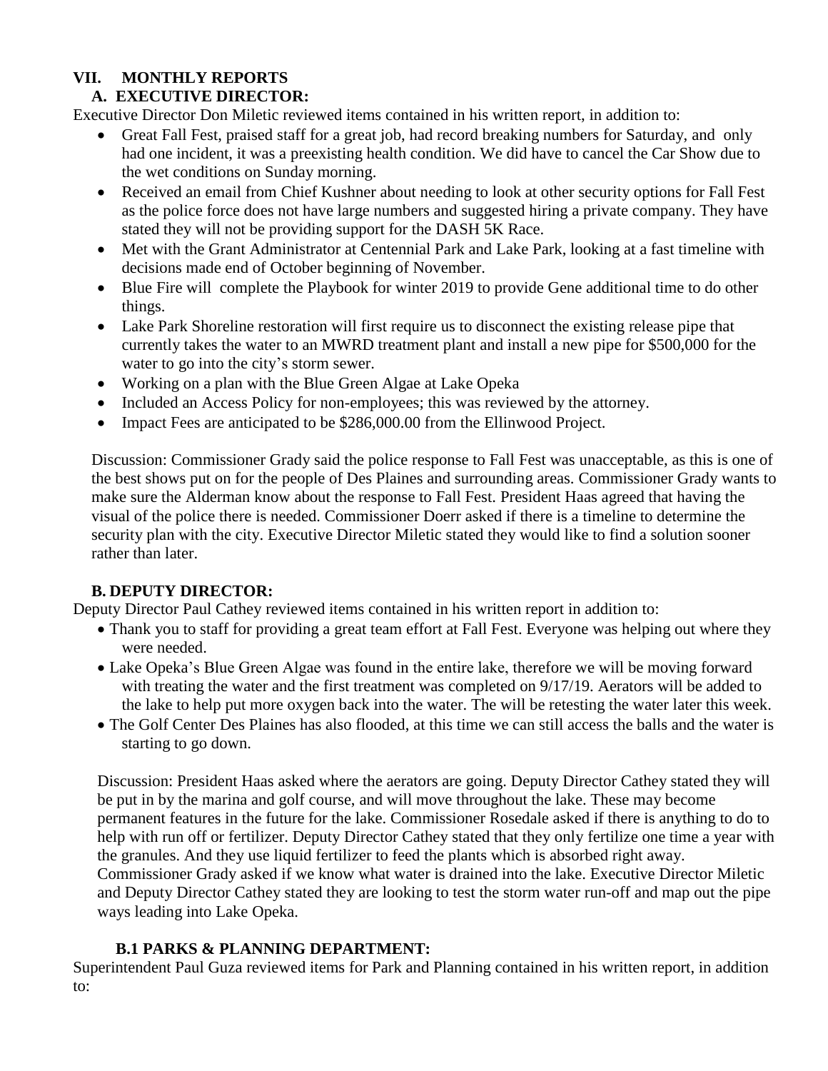## VII. MONTHLY REPORTS

### A. EXECUTIVE DIRECTOR:

Executive Director Don Miletic reviewed items contained in his written report, in addition to:

- Great Fall Fest, praised staff for a great job, had record breaking numbers for Saturday, and only had one incident, it was a preexisting health condition. We did have to cancel the Car Show due to the wet conditions on Sunday morning.
- Received an email from Chief Kushner about needing to look at other security options for Fall Fest as the police force does not have large numbers and suggested hiring a private company. They have stated they will not be providing support for the DASH 5K Race.
- Met with the Grant Administrator at Centennial Park and Lake Park, looking at a fast timeline with decisions made end of October beginning of November.
- Blue Fire will complete the Playbook for winter 2019 to provide Gene additional time to do other things.
- Lake Park Shoreline restoration will first require us to disconnect the existing release pipe that currently takes the water to an MWRD treatment plant and install a new pipe for $500,000 for the water to go into the city's storm sewer.
- Working on a plan with the Blue Green Algae at Lake Opeka
- Included an Access Policy for non-employees; this was reviewed by the attorney.
- Impact Fees are anticipated to be $286,000.00 from the Ellinwood Project.

Discussion: Commissioner Grady said the police response to Fall Fest was unacceptable, as this is one of the best shows put on for the people of Des Plaines and surrounding areas. Commissioner Grady wants to make sure the Alderman know about the response to Fall Fest. President Haas agreed that having the visual of the police there is needed. Commissioner Doerr asked if there is a timeline to determine the security plan with the city. Executive Director Miletic stated they would like to find a solution sooner rather than later.

### B. DEPUTY DIRECTOR:

Deputy Director Paul Cathey reviewed items contained in his written report in addition to:

- Thank you to staff for providing a great team effort at Fall Fest. Everyone was helping out where they were needed.
- Lake Opeka's Blue Green Algae was found in the entire lake, therefore we will be moving forward with treating the water and the first treatment was completed on 9/17/19. Aerators will be added to the lake to help put more oxygen back into the water. The will be retesting the water later this week.
- The Golf Center Des Plaines has also flooded, at this time we can still access the balls and the water is starting to go down.

Discussion: President Haas asked where the aerators are going. Deputy Director Cathey stated they will be put in by the marina and golf course, and will move throughout the lake. These may become permanent features in the future for the lake. Commissioner Rosedale asked if there is anything to do to help with run off or fertilizer. Deputy Director Cathey stated that they only fertilize one time a year with the granules. And they use liquid fertilizer to feed the plants which is absorbed right away. Commissioner Grady asked if we know what water is drained into the lake. Executive Director Miletic and Deputy Director Cathey stated they are looking to test the storm water run-off and map out the pipe ways leading into Lake Opeka.

#### B.1 PARKS & PLANNING DEPARTMENT:

Superintendent Paul Guza reviewed items for Park and Planning contained in his written report, in addition to: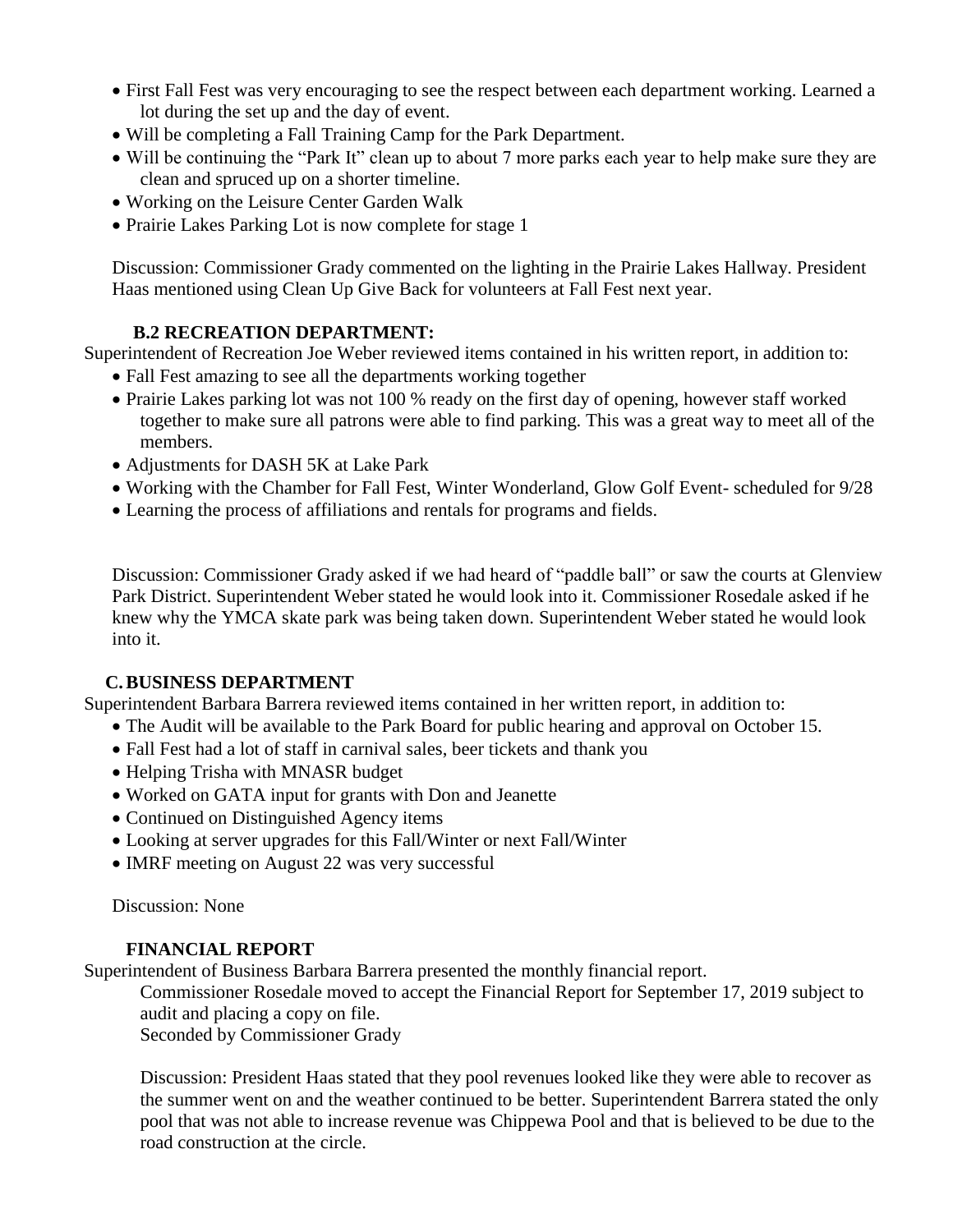- First Fall Fest was very encouraging to see the respect between each department working. Learned a lot during the set up and the day of event.
- Will be completing a Fall Training Camp for the Park Department.
- Will be continuing the "Park It" clean up to about 7 more parks each year to help make sure they are clean and spruced up on a shorter timeline.
- Working on the Leisure Center Garden Walk
- Prairie Lakes Parking Lot is now complete for stage 1

Discussion: Commissioner Grady commented on the lighting in the Prairie Lakes Hallway. President Haas mentioned using Clean Up Give Back for volunteers at Fall Fest next year.

**B.2 RECREATION DEPARTMENT:**

Superintendent of Recreation Joe Weber reviewed items contained in his written report, in addition to:

- Fall Fest amazing to see all the departments working together
- Prairie Lakes parking lot was not 100 % ready on the first day of opening, however staff worked together to make sure all patrons were able to find parking. This was a great way to meet all of the members.
- Adjustments for DASH 5K at Lake Park
- Working with the Chamber for Fall Fest, Winter Wonderland, Glow Golf Event- scheduled for 9/28
- Learning the process of affiliations and rentals for programs and fields.

Discussion: Commissioner Grady asked if we had heard of "paddle ball" or saw the courts at Glenview Park District. Superintendent Weber stated he would look into it. Commissioner Rosedale asked if he knew why the YMCA skate park was being taken down. Superintendent Weber stated he would look into it.

**C. BUSINESS DEPARTMENT**

Superintendent Barbara Barrera reviewed items contained in her written report, in addition to:

- The Audit will be available to the Park Board for public hearing and approval on October 15.
- Fall Fest had a lot of staff in carnival sales, beer tickets and thank you
- Helping Trisha with MNASR budget
- Worked on GATA input for grants with Don and Jeanette
- Continued on Distinguished Agency items
- Looking at server upgrades for this Fall/Winter or next Fall/Winter
- IMRF meeting on August 22 was very successful

Discussion: None

**FINANCIAL REPORT**

Superintendent of Business Barbara Barrera presented the monthly financial report.

Commissioner Rosedale moved to accept the Financial Report for September 17, 2019 subject to audit and placing a copy on file.
Seconded by Commissioner Grady

Discussion: President Haas stated that they pool revenues looked like they were able to recover as the summer went on and the weather continued to be better. Superintendent Barrera stated the only pool that was not able to increase revenue was Chippewa Pool and that is believed to be due to the road construction at the circle.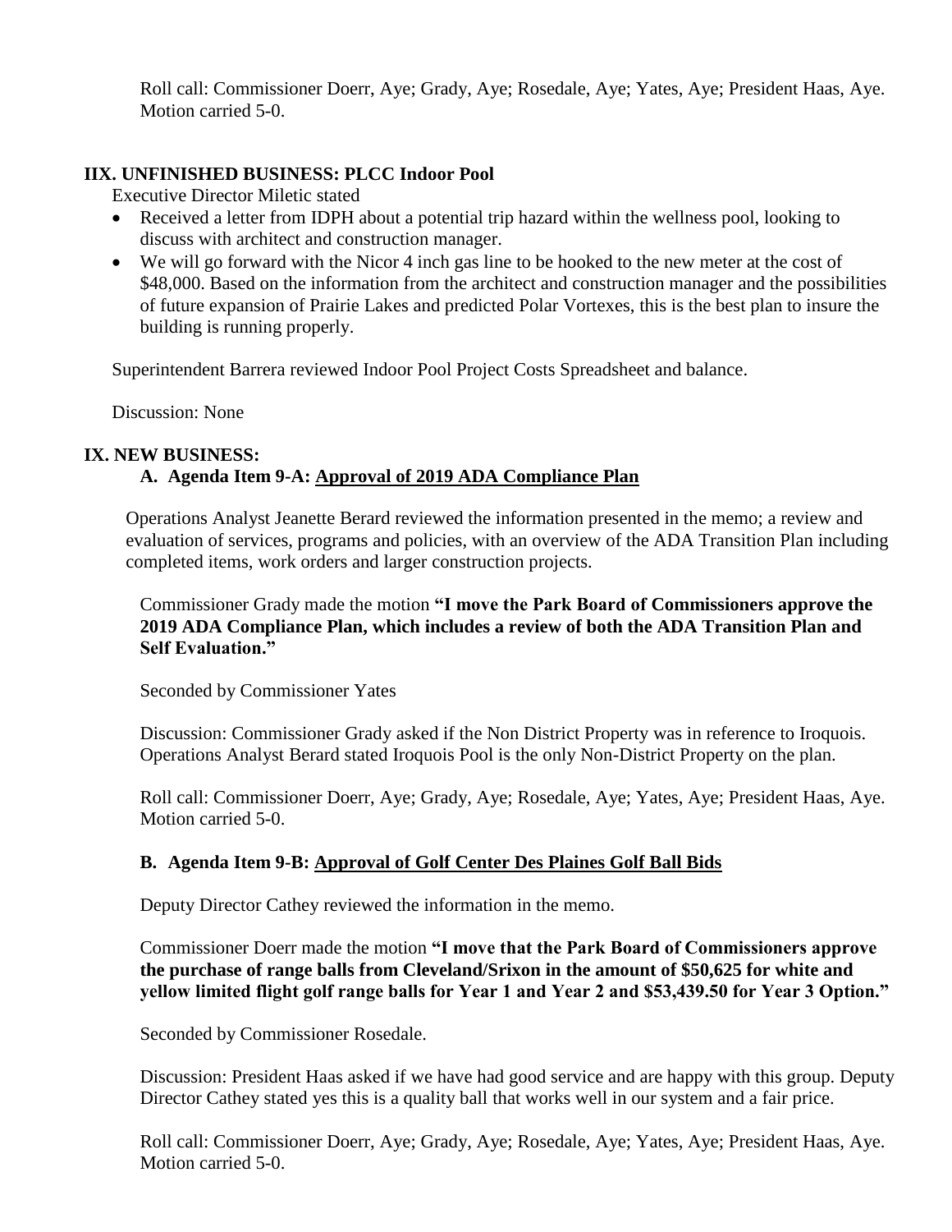Roll call: Commissioner Doerr, Aye; Grady, Aye; Rosedale, Aye; Yates, Aye; President Haas, Aye. Motion carried 5-0.

## IIX. UNFINISHED BUSINESS: PLCC Indoor Pool

Executive Director Miletic stated

- Received a letter from IDPH about a potential trip hazard within the wellness pool, looking to discuss with architect and construction manager.
- We will go forward with the Nicor 4 inch gas line to be hooked to the new meter at the cost of $48,000. Based on the information from the architect and construction manager and the possibilities of future expansion of Prairie Lakes and predicted Polar Vortexes, this is the best plan to insure the building is running properly.

Superintendent Barrera reviewed Indoor Pool Project Costs Spreadsheet and balance.

Discussion: None

## IX. NEW BUSINESS:

### A. Agenda Item 9-A: Approval of 2019 ADA Compliance Plan

Operations Analyst Jeanette Berard reviewed the information presented in the memo; a review and evaluation of services, programs and policies, with an overview of the ADA Transition Plan including completed items, work orders and larger construction projects.

Commissioner Grady made the motion **"I move the Park Board of Commissioners approve the 2019 ADA Compliance Plan, which includes a review of both the ADA Transition Plan and Self Evaluation."**

Seconded by Commissioner Yates

Discussion: Commissioner Grady asked if the Non District Property was in reference to Iroquois. Operations Analyst Berard stated Iroquois Pool is the only Non-District Property on the plan.

Roll call: Commissioner Doerr, Aye; Grady, Aye; Rosedale, Aye; Yates, Aye; President Haas, Aye. Motion carried 5-0.

### B. Agenda Item 9-B: Approval of Golf Center Des Plaines Golf Ball Bids

Deputy Director Cathey reviewed the information in the memo.

Commissioner Doerr made the motion **"I move that the Park Board of Commissioners approve the purchase of range balls from Cleveland/Srixon in the amount of $50,625 for white and yellow limited flight golf range balls for Year 1 and Year 2 and $53,439.50 for Year 3 Option."**

Seconded by Commissioner Rosedale.

Discussion: President Haas asked if we have had good service and are happy with this group. Deputy Director Cathey stated yes this is a quality ball that works well in our system and a fair price.

Roll call: Commissioner Doerr, Aye; Grady, Aye; Rosedale, Aye; Yates, Aye; President Haas, Aye. Motion carried 5-0.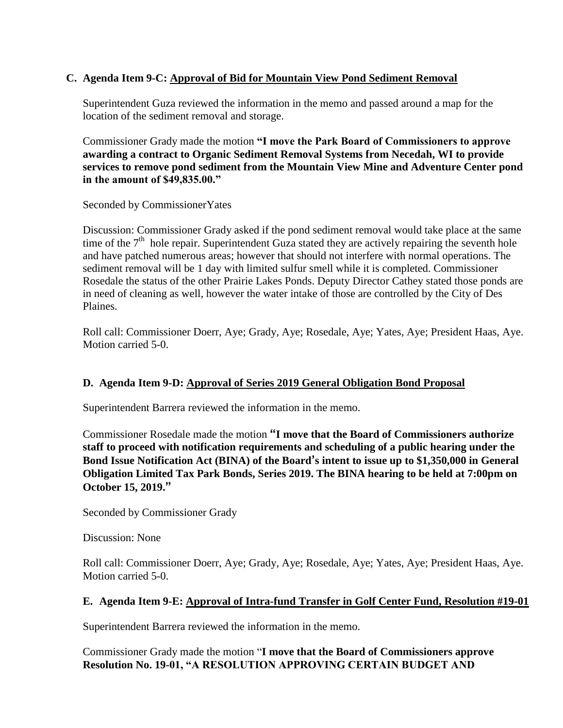**C. Agenda Item 9-C: Approval of Bid for Mountain View Pond Sediment Removal**

Superintendent Guza reviewed the information in the memo and passed around a map for the location of the sediment removal and storage.

Commissioner Grady made the motion **"I move the Park Board of Commissioners to approve awarding a contract to Organic Sediment Removal Systems from Necedah, WI to provide services to remove pond sediment from the Mountain View Mine and Adventure Center pond in the amount of $49,835.00."**

Seconded by CommissionerYates

Discussion: Commissioner Grady asked if the pond sediment removal would take place at the same time of the 7th hole repair. Superintendent Guza stated they are actively repairing the seventh hole and have patched numerous areas; however that should not interfere with normal operations. The sediment removal will be 1 day with limited sulfur smell while it is completed. Commissioner Rosedale the status of the other Prairie Lakes Ponds. Deputy Director Cathey stated those ponds are in need of cleaning as well, however the water intake of those are controlled by the City of Des Plaines.

Roll call: Commissioner Doerr, Aye; Grady, Aye; Rosedale, Aye; Yates, Aye; President Haas, Aye. Motion carried 5-0.

**D. Agenda Item 9-D: Approval of Series 2019 General Obligation Bond Proposal**

Superintendent Barrera reviewed the information in the memo.

Commissioner Rosedale made the motion **"I move that the Board of Commissioners authorize staff to proceed with notification requirements and scheduling of a public hearing under the Bond Issue Notification Act (BINA) of the Board's intent to issue up to $1,350,000 in General Obligation Limited Tax Park Bonds, Series 2019. The BINA hearing to be held at 7:00pm on October 15, 2019."**

Seconded by Commissioner Grady

Discussion: None

Roll call: Commissioner Doerr, Aye; Grady, Aye; Rosedale, Aye; Yates, Aye; President Haas, Aye. Motion carried 5-0.

**E. Agenda Item 9-E: Approval of Intra-fund Transfer in Golf Center Fund, Resolution #19-01**

Superintendent Barrera reviewed the information in the memo.

Commissioner Grady made the motion "**I move that the Board of Commissioners approve Resolution No. 19-01, "A RESOLUTION APPROVING CERTAIN BUDGET AND**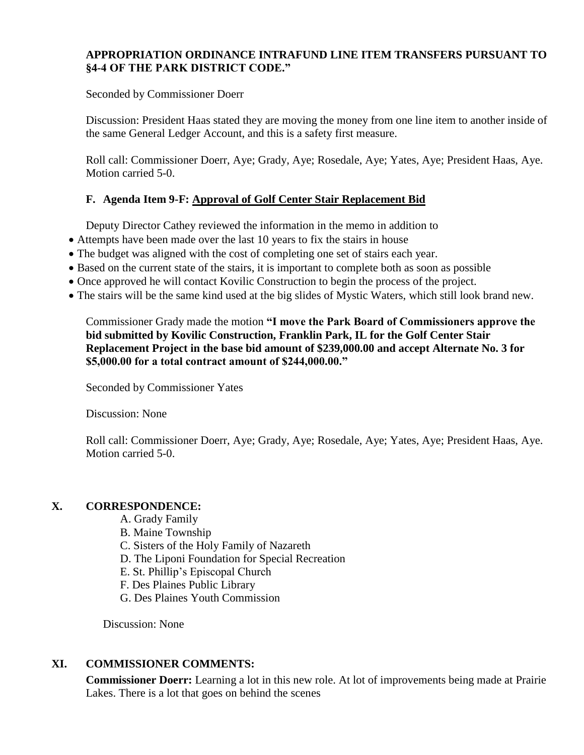**APPROPRIATION ORDINANCE INTRAFUND LINE ITEM TRANSFERS PURSUANT TO §4-4 OF THE PARK DISTRICT CODE."**

Seconded by Commissioner Doerr

Discussion: President Haas stated they are moving the money from one line item to another inside of the same General Ledger Account, and this is a safety first measure.

Roll call: Commissioner Doerr, Aye; Grady, Aye; Rosedale, Aye; Yates, Aye; President Haas, Aye. Motion carried 5-0.

### F. Agenda Item 9-F: Approval of Golf Center Stair Replacement Bid

Deputy Director Cathey reviewed the information in the memo in addition to

- Attempts have been made over the last 10 years to fix the stairs in house
- The budget was aligned with the cost of completing one set of stairs each year.
- Based on the current state of the stairs, it is important to complete both as soon as possible
- Once approved he will contact Kovilic Construction to begin the process of the project.
- The stairs will be the same kind used at the big slides of Mystic Waters, which still look brand new.

Commissioner Grady made the motion **"I move the Park Board of Commissioners approve the bid submitted by Kovilic Construction, Franklin Park, IL for the Golf Center Stair Replacement Project in the base bid amount of $239,000.00 and accept Alternate No. 3 for $5,000.00 for a total contract amount of $244,000.00."**

Seconded by Commissioner Yates

Discussion: None

Roll call: Commissioner Doerr, Aye; Grady, Aye; Rosedale, Aye; Yates, Aye; President Haas, Aye. Motion carried 5-0.

## X. CORRESPONDENCE:

A. Grady Family
B. Maine Township
C. Sisters of the Holy Family of Nazareth
D. The Liponi Foundation for Special Recreation
E. St. Phillip's Episcopal Church
F. Des Plaines Public Library
G. Des Plaines Youth Commission

Discussion: None

## XI. COMMISSIONER COMMENTS:

**Commissioner Doerr:** Learning a lot in this new role. At lot of improvements being made at Prairie Lakes. There is a lot that goes on behind the scenes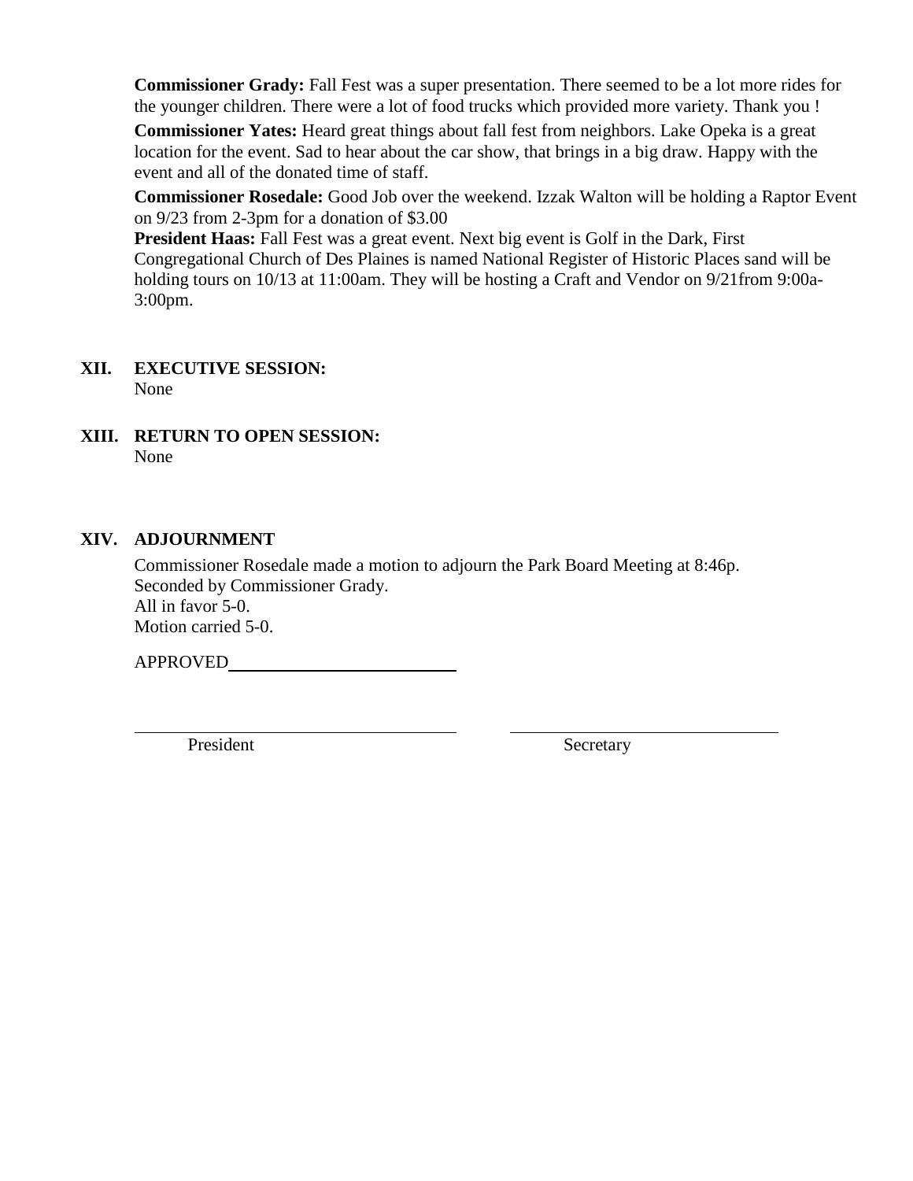**Commissioner Grady:** Fall Fest was a super presentation. There seemed to be a lot more rides for the younger children. There were a lot of food trucks which provided more variety. Thank you !

**Commissioner Yates:** Heard great things about fall fest from neighbors. Lake Opeka is a great location for the event. Sad to hear about the car show, that brings in a big draw. Happy with the event and all of the donated time of staff.

**Commissioner Rosedale:** Good Job over the weekend. Izzak Walton will be holding a Raptor Event on 9/23 from 2-3pm for a donation of $3.00

**President Haas:** Fall Fest was a great event. Next big event is Golf in the Dark, First Congregational Church of Des Plaines is named National Register of Historic Places sand will be holding tours on 10/13 at 11:00am. They will be hosting a Craft and Vendor on 9/21from 9:00a-3:00pm.

## XII. EXECUTIVE SESSION:

None

## XIII. RETURN TO OPEN SESSION:

None

## XIV. ADJOURNMENT

Commissioner Rosedale made a motion to adjourn the Park Board Meeting at 8:46p.
Seconded by Commissioner Grady.
All in favor 5-0.
Motion carried 5-0.

APPROVED\_\_\_\_\_\_\_\_\_\_\_\_\_\_\_\_\_\_\_\_\_\_\_\_

\_\_\_\_\_\_\_\_\_\_\_\_\_\_\_\_\_\_\_\_\_\_\_\_\_\_\_\_\_\_ \_\_\_\_\_\_\_\_\_\_\_\_\_\_\_\_\_\_\_\_\_\_\_\_\_\_\_\_\_\_

President Secretary